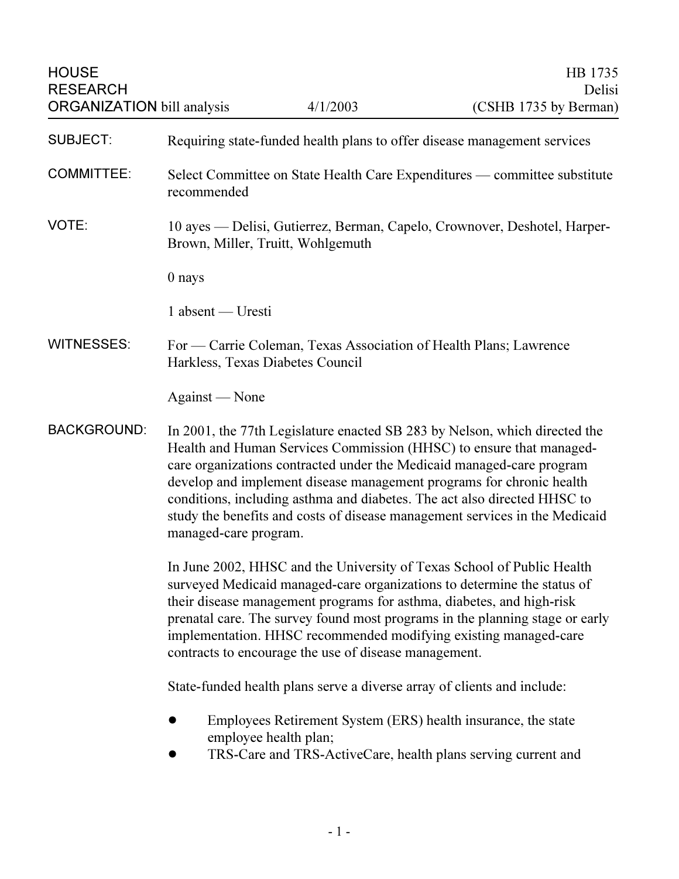HOUSE RESEARCH ORGANIZATION bill analysis | 4/1/2003 | HB 1735 Delisi (CSHB 1735 by Berman)

---

**SUBJECT:** Requiring state-funded health plans to offer disease management services

**COMMITTEE:** Select Committee on State Health Care Expenditures — committee substitute recommended

**VOTE:** 10 ayes — Delisi, Gutierrez, Berman, Capelo, Crownover, Deshotel, Harper-Brown, Miller, Truitt, Wohlgemuth

0 nays

1 absent — Uresti

**WITNESSES:** For — Carrie Coleman, Texas Association of Health Plans; Lawrence Harkless, Texas Diabetes Council

Against — None

**BACKGROUND:** In 2001, the 77th Legislature enacted SB 283 by Nelson, which directed the Health and Human Services Commission (HHSC) to ensure that managed-care organizations contracted under the Medicaid managed-care program develop and implement disease management programs for chronic health conditions, including asthma and diabetes. The act also directed HHSC to study the benefits and costs of disease management services in the Medicaid managed-care program.

In June 2002, HHSC and the University of Texas School of Public Health surveyed Medicaid managed-care organizations to determine the status of their disease management programs for asthma, diabetes, and high-risk prenatal care. The survey found most programs in the planning stage or early implementation. HHSC recommended modifying existing managed-care contracts to encourage the use of disease management.

State-funded health plans serve a diverse array of clients and include:

- Employees Retirement System (ERS) health insurance, the state employee health plan;
- TRS-Care and TRS-ActiveCare, health plans serving current and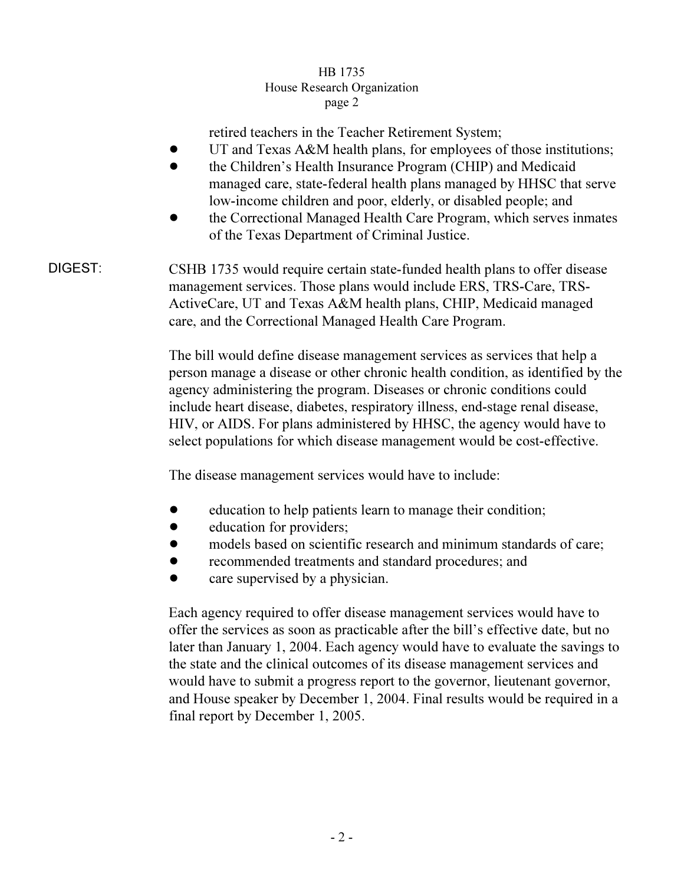retired teachers in the Teacher Retirement System;

- UT and Texas A&M health plans, for employees of those institutions;
- the Children's Health Insurance Program (CHIP) and Medicaid managed care, state-federal health plans managed by HHSC that serve low-income children and poor, elderly, or disabled people; and
- the Correctional Managed Health Care Program, which serves inmates of the Texas Department of Criminal Justice.

**DIGEST:** CSHB 1735 would require certain state-funded health plans to offer disease management services. Those plans would include ERS, TRS-Care, TRS-ActiveCare, UT and Texas A&M health plans, CHIP, Medicaid managed care, and the Correctional Managed Health Care Program.

The bill would define disease management services as services that help a person manage a disease or other chronic health condition, as identified by the agency administering the program. Diseases or chronic conditions could include heart disease, diabetes, respiratory illness, end-stage renal disease, HIV, or AIDS. For plans administered by HHSC, the agency would have to select populations for which disease management would be cost-effective.

The disease management services would have to include:

- education to help patients learn to manage their condition;
- education for providers;
- models based on scientific research and minimum standards of care;
- recommended treatments and standard procedures; and
- care supervised by a physician.

Each agency required to offer disease management services would have to offer the services as soon as practicable after the bill's effective date, but no later than January 1, 2004. Each agency would have to evaluate the savings to the state and the clinical outcomes of its disease management services and would have to submit a progress report to the governor, lieutenant governor, and House speaker by December 1, 2004. Final results would be required in a final report by December 1, 2005.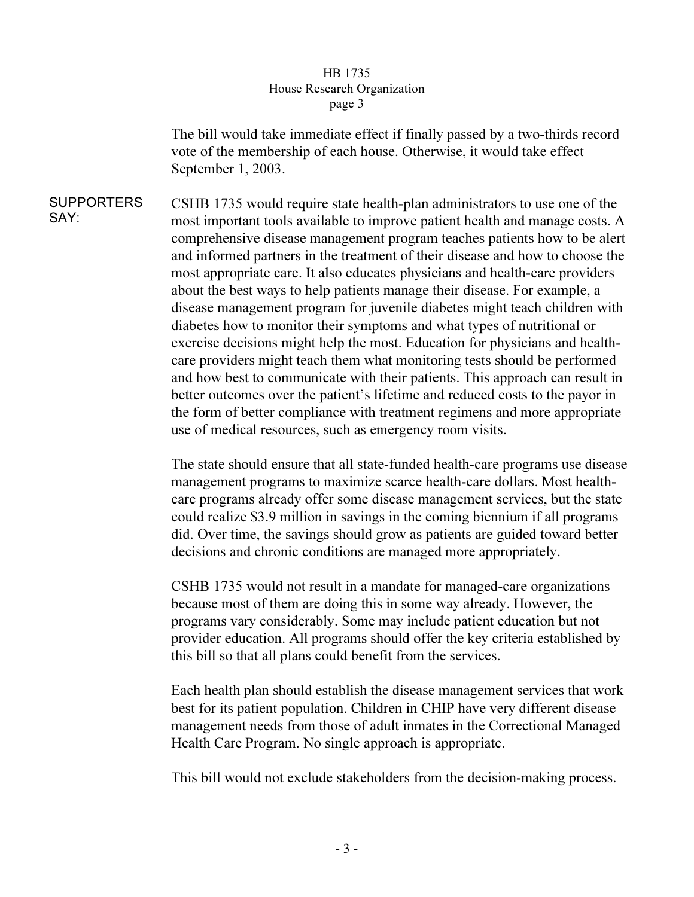The bill would take immediate effect if finally passed by a two-thirds record vote of the membership of each house. Otherwise, it would take effect September 1, 2003.

**SUPPORTERS SAY:**

CSHB 1735 would require state health-plan administrators to use one of the most important tools available to improve patient health and manage costs. A comprehensive disease management program teaches patients how to be alert and informed partners in the treatment of their disease and how to choose the most appropriate care. It also educates physicians and health-care providers about the best ways to help patients manage their disease. For example, a disease management program for juvenile diabetes might teach children with diabetes how to monitor their symptoms and what types of nutritional or exercise decisions might help the most. Education for physicians and health-care providers might teach them what monitoring tests should be performed and how best to communicate with their patients. This approach can result in better outcomes over the patient's lifetime and reduced costs to the payor in the form of better compliance with treatment regimens and more appropriate use of medical resources, such as emergency room visits.

The state should ensure that all state-funded health-care programs use disease management programs to maximize scarce health-care dollars. Most health-care programs already offer some disease management services, but the state could realize $3.9 million in savings in the coming biennium if all programs did. Over time, the savings should grow as patients are guided toward better decisions and chronic conditions are managed more appropriately.

CSHB 1735 would not result in a mandate for managed-care organizations because most of them are doing this in some way already. However, the programs vary considerably. Some may include patient education but not provider education. All programs should offer the key criteria established by this bill so that all plans could benefit from the services.

Each health plan should establish the disease management services that work best for its patient population. Children in CHIP have very different disease management needs from those of adult inmates in the Correctional Managed Health Care Program. No single approach is appropriate.

This bill would not exclude stakeholders from the decision-making process.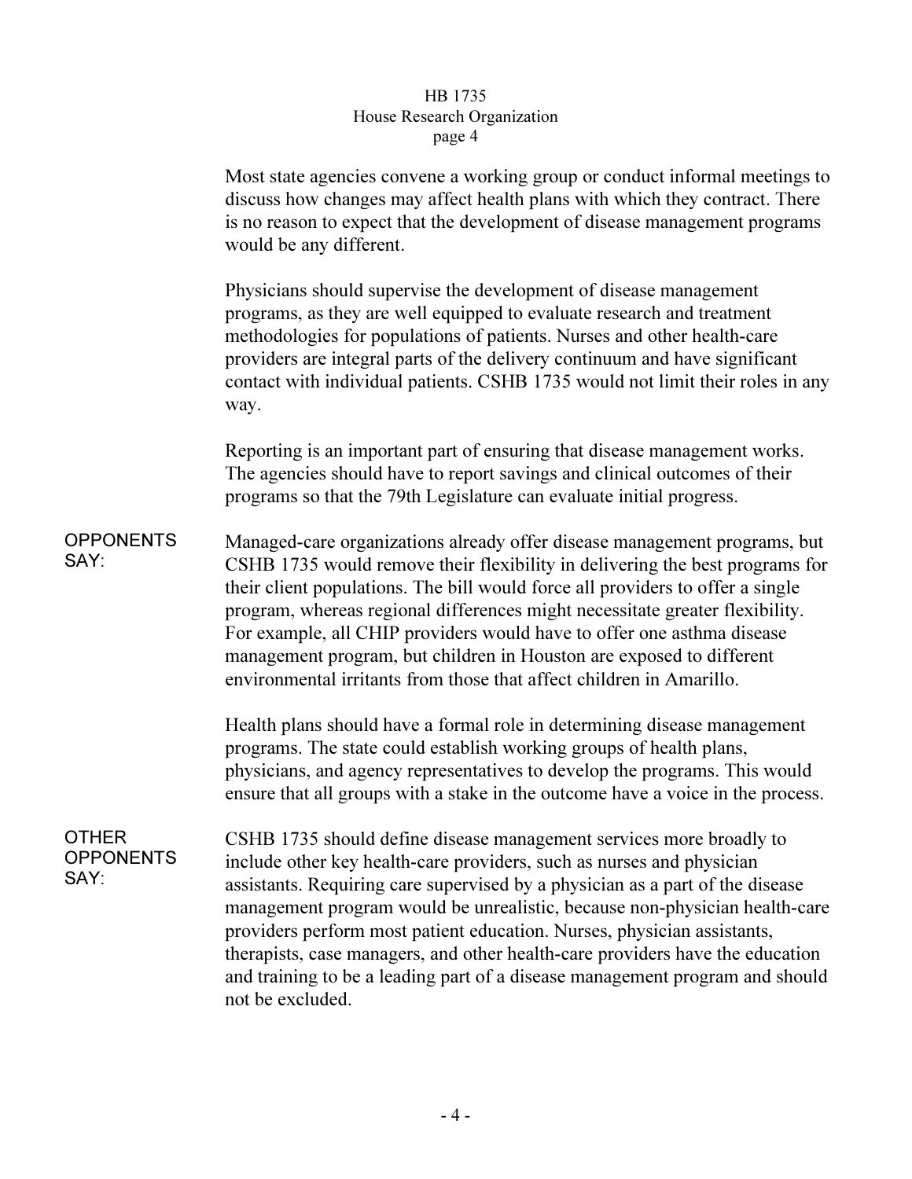Most state agencies convene a working group or conduct informal meetings to discuss how changes may affect health plans with which they contract. There is no reason to expect that the development of disease management programs would be any different.

Physicians should supervise the development of disease management programs, as they are well equipped to evaluate research and treatment methodologies for populations of patients. Nurses and other health-care providers are integral parts of the delivery continuum and have significant contact with individual patients. CSHB 1735 would not limit their roles in any way.

Reporting is an important part of ensuring that disease management works. The agencies should have to report savings and clinical outcomes of their programs so that the 79th Legislature can evaluate initial progress.

**OPPONENTS SAY:**

Managed-care organizations already offer disease management programs, but CSHB 1735 would remove their flexibility in delivering the best programs for their client populations. The bill would force all providers to offer a single program, whereas regional differences might necessitate greater flexibility. For example, all CHIP providers would have to offer one asthma disease management program, but children in Houston are exposed to different environmental irritants from those that affect children in Amarillo.

Health plans should have a formal role in determining disease management programs. The state could establish working groups of health plans, physicians, and agency representatives to develop the programs. This would ensure that all groups with a stake in the outcome have a voice in the process.

**OTHER OPPONENTS SAY:**

CSHB 1735 should define disease management services more broadly to include other key health-care providers, such as nurses and physician assistants. Requiring care supervised by a physician as a part of the disease management program would be unrealistic, because non-physician health-care providers perform most patient education. Nurses, physician assistants, therapists, case managers, and other health-care providers have the education and training to be a leading part of a disease management program and should not be excluded.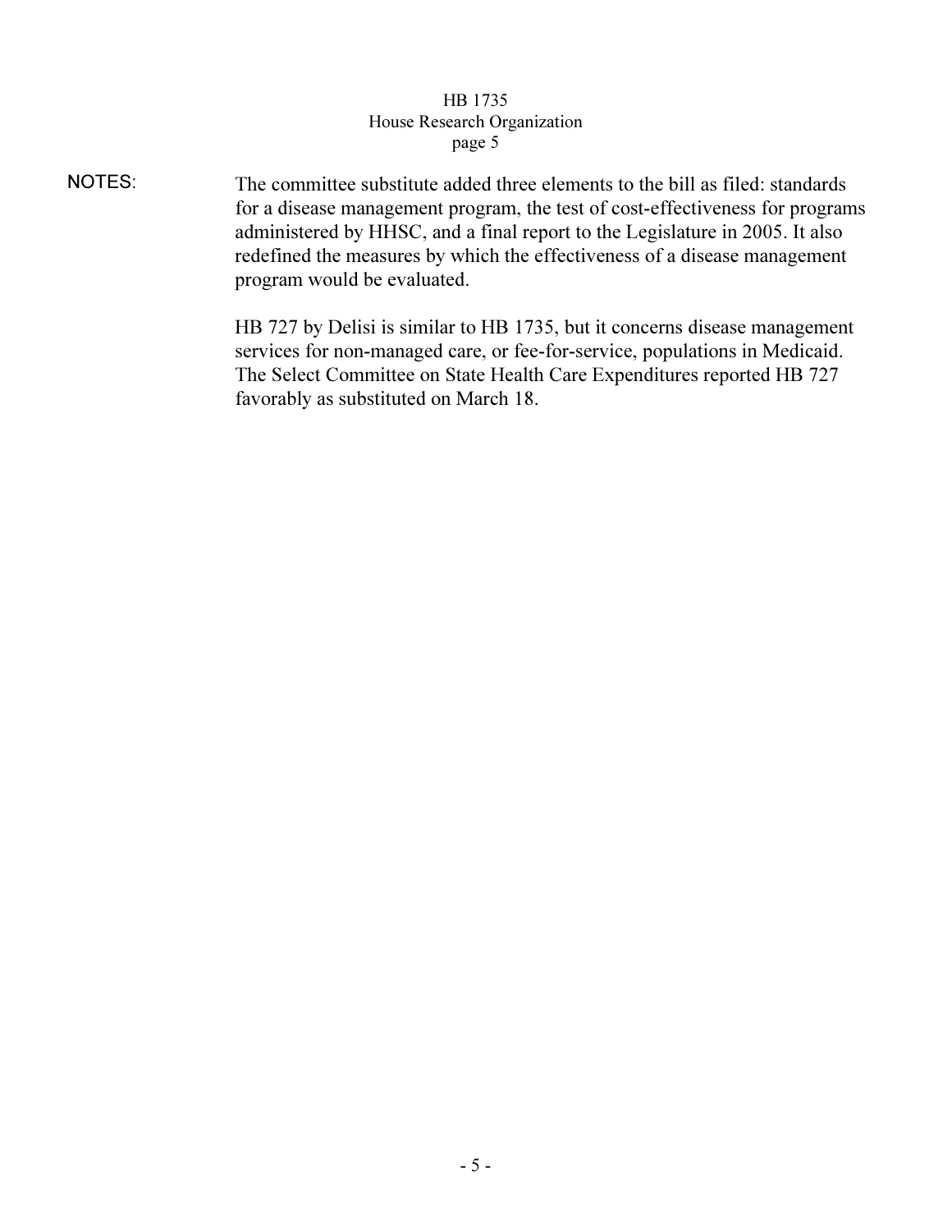**NOTES:**

The committee substitute added three elements to the bill as filed: standards for a disease management program, the test of cost-effectiveness for programs administered by HHSC, and a final report to the Legislature in 2005. It also redefined the measures by which the effectiveness of a disease management program would be evaluated.

HB 727 by Delisi is similar to HB 1735, but it concerns disease management services for non-managed care, or fee-for-service, populations in Medicaid. The Select Committee on State Health Care Expenditures reported HB 727 favorably as substituted on March 18.